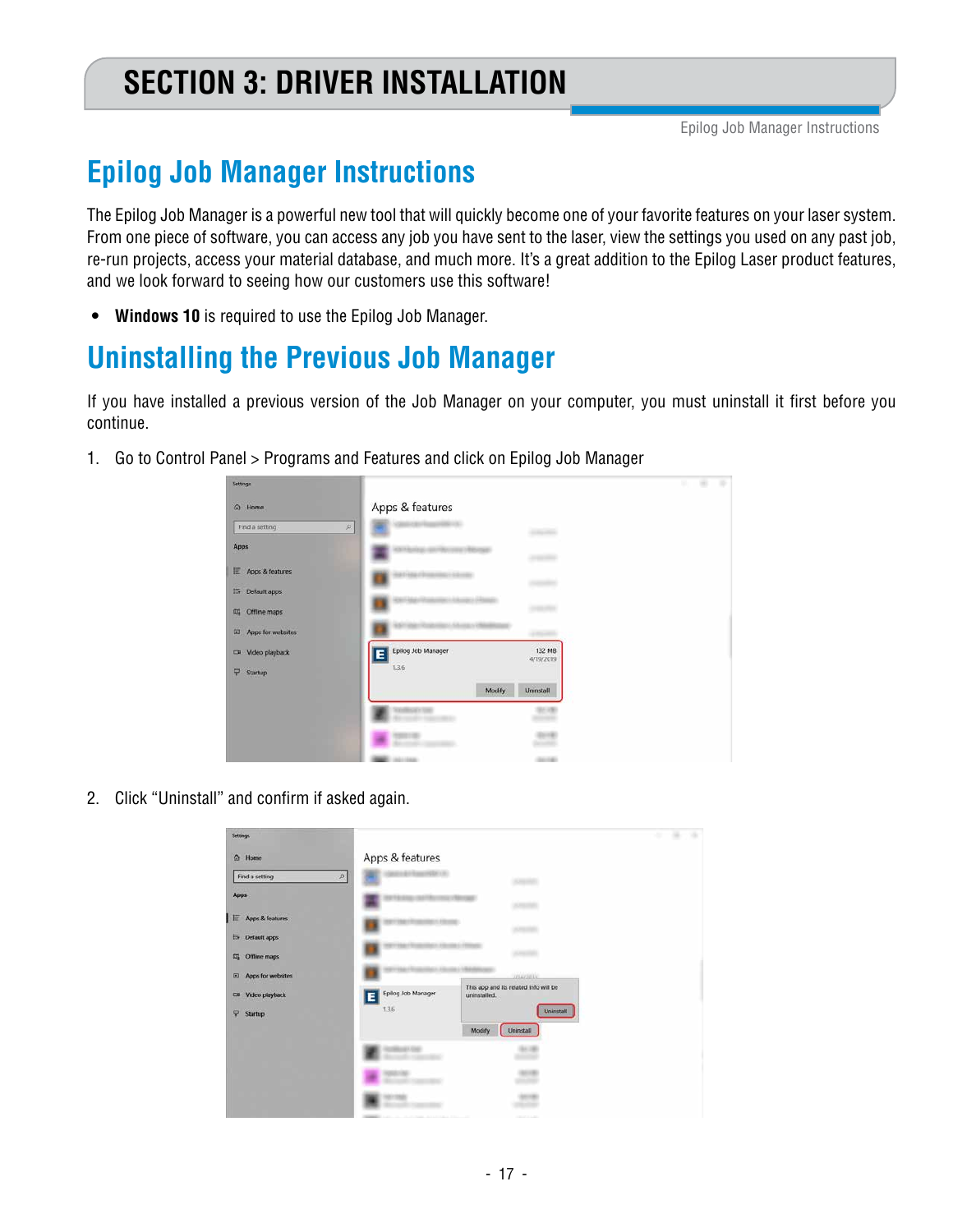# SECTION 3: DRIVER INSTALLATION

## Epilog Job Manager Instructions

The Epilog Job Manager is a powerful new tool that will quickly become one of your favorite features on your laser system. From one piece of software, you can access any job you have sent to the laser, view the settings you used on any past job, re-run projects, access your material database, and much more. It's a great addition to the Epilog Laser product features, and we look forward to seeing how our customers use this software!

- **Windows 10** is required to use the Epilog Job Manager.

## Uninstalling the Previous Job Manager

If you have installed a previous version of the Job Manager on your computer, you must uninstall it first before you continue.

1. Go to Control Panel > Programs and Features and click on Epilog Job Manager

2. Click "Uninstall" and confirm if asked again.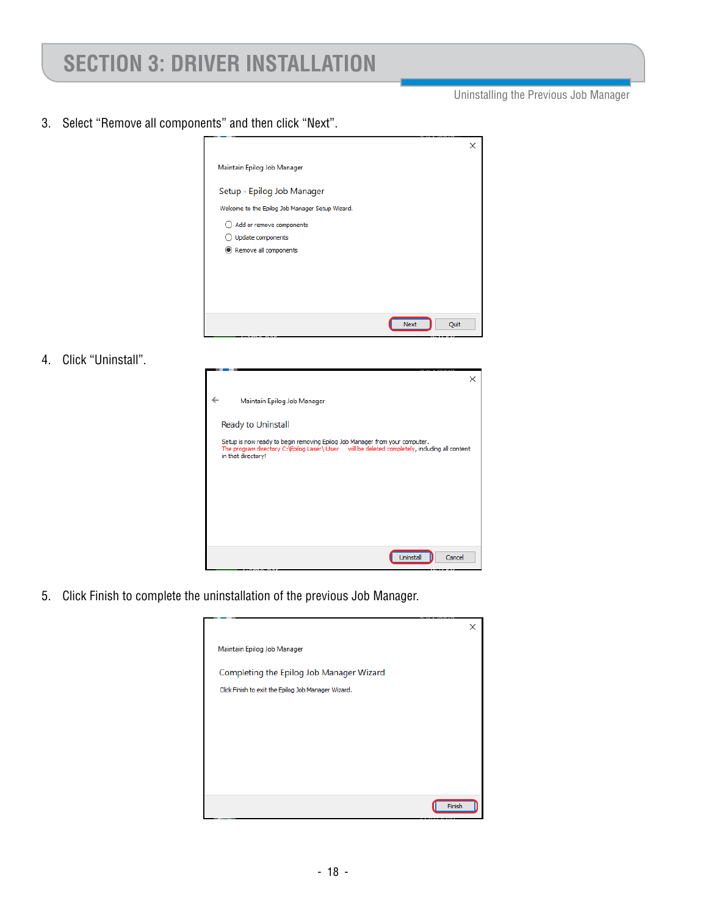# SECTION 3: DRIVER INSTALLATION

Uninstalling the Previous Job Manager

3. Select “Remove all components” and then click “Next”.

Maintain Epilog Job Manager

Setup - Epilog Job Manager

Welcome to the Epilog Job Manager Setup Wizard.

- Add or remove components
- Update components
- Remove all components

Next | Quit

4. Click “Uninstall”.

Maintain Epilog Job Manager

Ready to Uninstall

Setup is now ready to begin removing Epilog Job Manager from your computer.
The program directory C:\Epilog Laser\User will be deleted completely, including all content in that directory!

Uninstall | Cancel

5. Click Finish to complete the uninstallation of the previous Job Manager.

Maintain Epilog Job Manager

Completing the Epilog Job Manager Wizard

Click Finish to exit the Epilog Job Manager Wizard.

Finish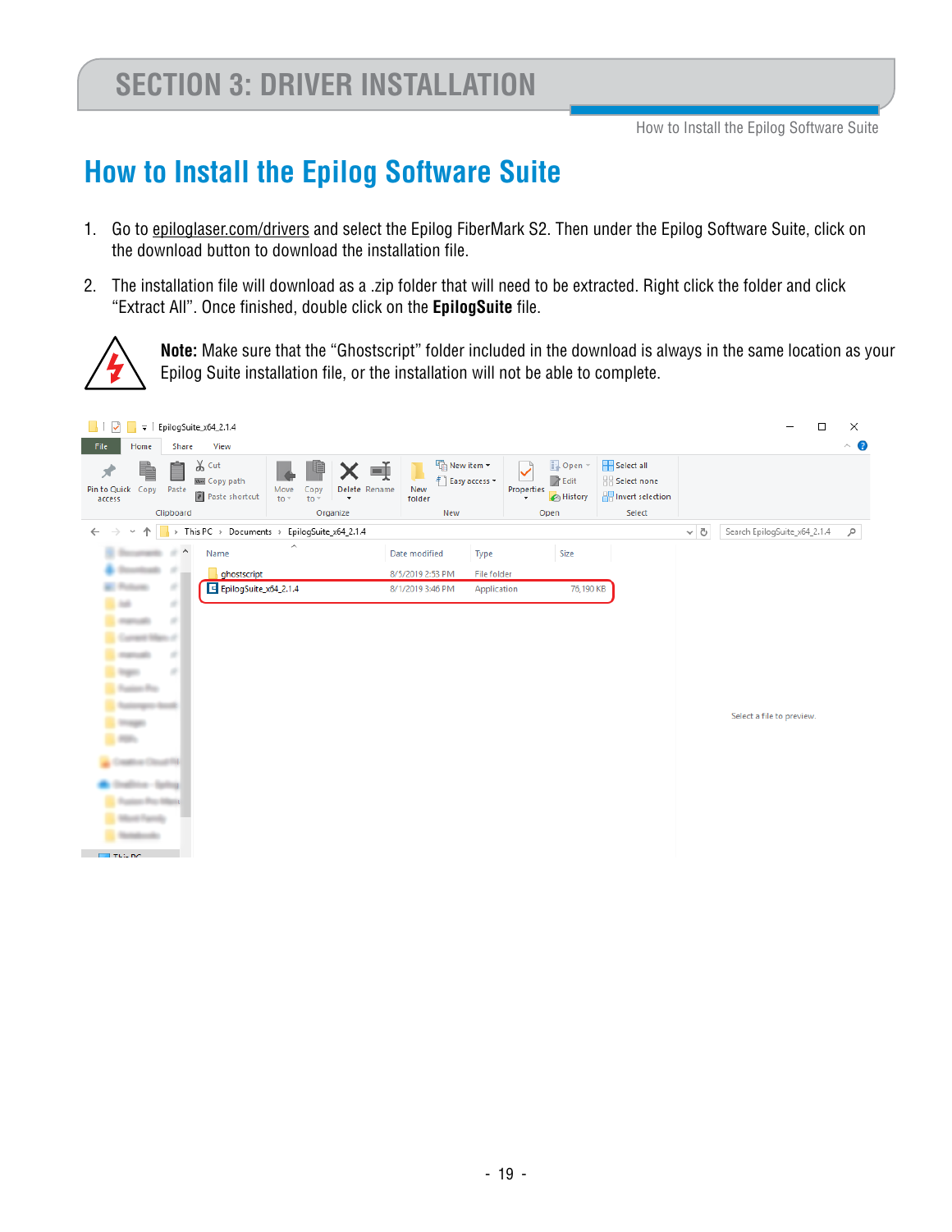# How to Install the Epilog Software Suite

1. Go to epiloglaser.com/drivers and select the Epilog FiberMark S2. Then under the Epilog Software Suite, click on the download button to download the installation file.

2. The installation file will download as a .zip folder that will need to be extracted. Right click the folder and click "Extract All". Once finished, double click on the **EpilogSuite** file.

**Note:** Make sure that the "Ghostscript" folder included in the download is always in the same location as your Epilog Suite installation file, or the installation will not be able to complete.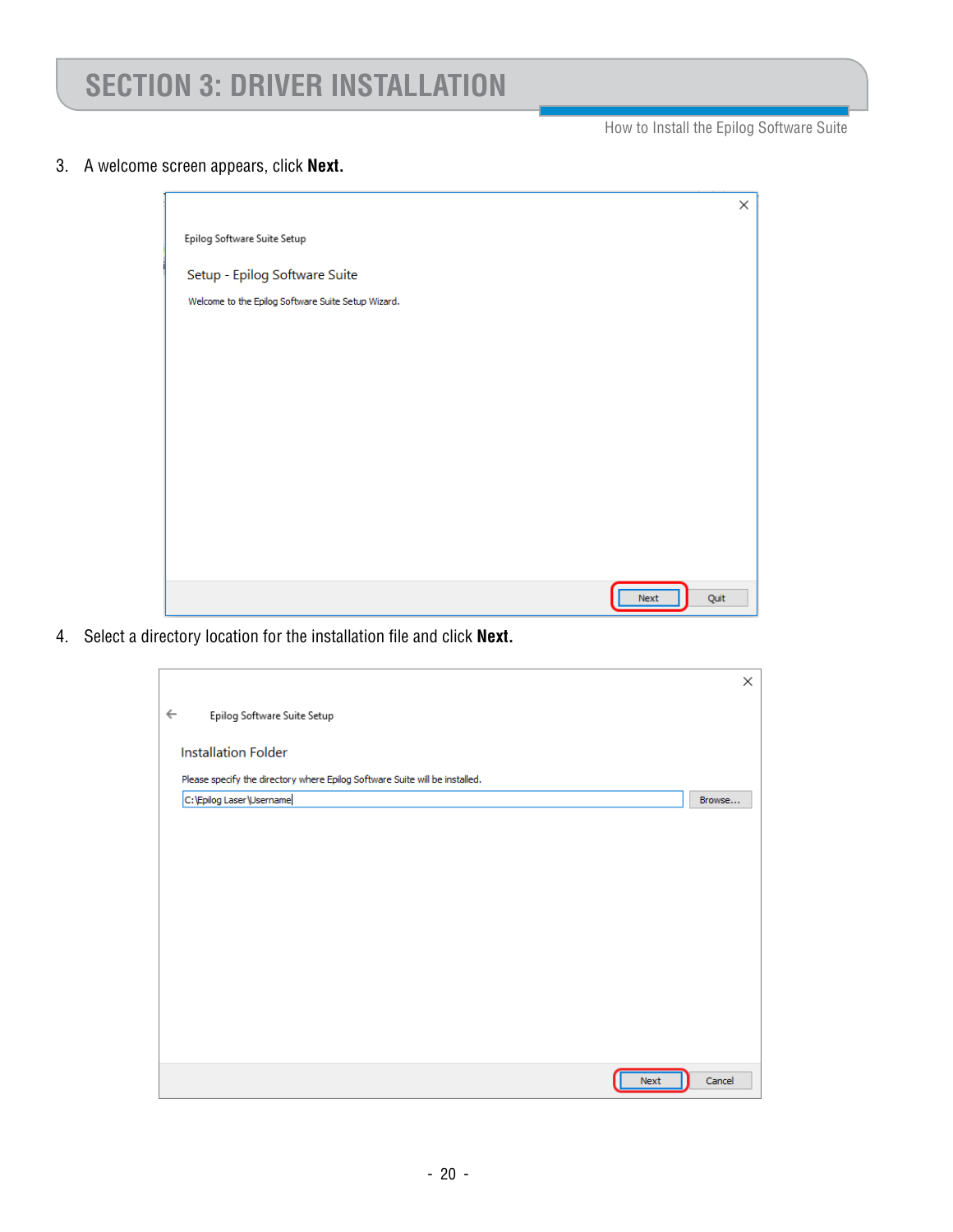# SECTION 3: DRIVER INSTALLATION

How to Install the Epilog Software Suite

3. A welcome screen appears, click **Next.**

4. Select a directory location for the installation file and click **Next.**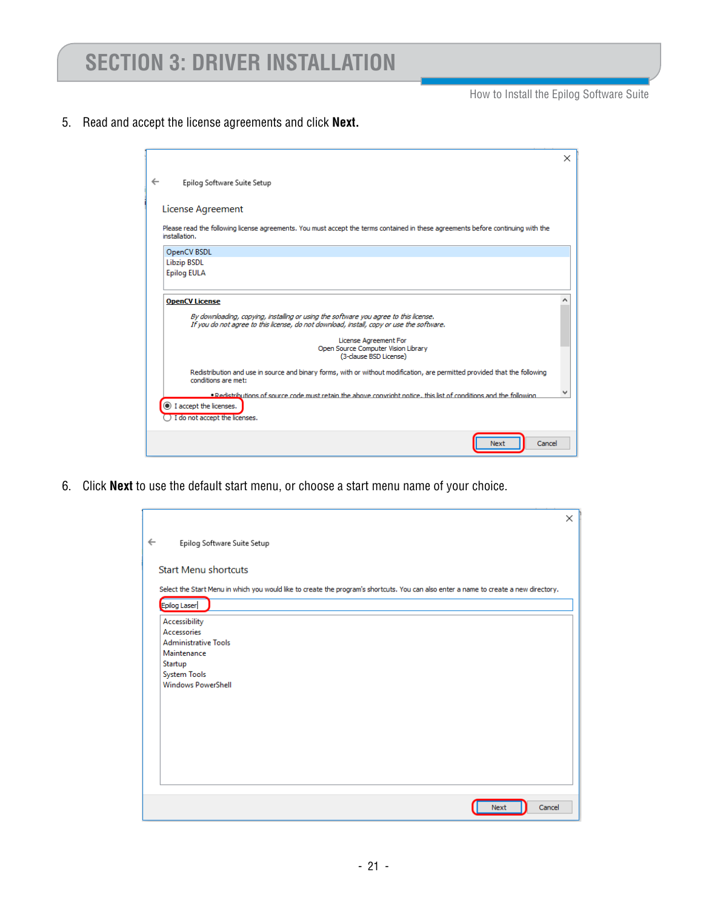5. Read and accept the license agreements and click **Next.**

6. Click **Next** to use the default start menu, or choose a start menu name of your choice.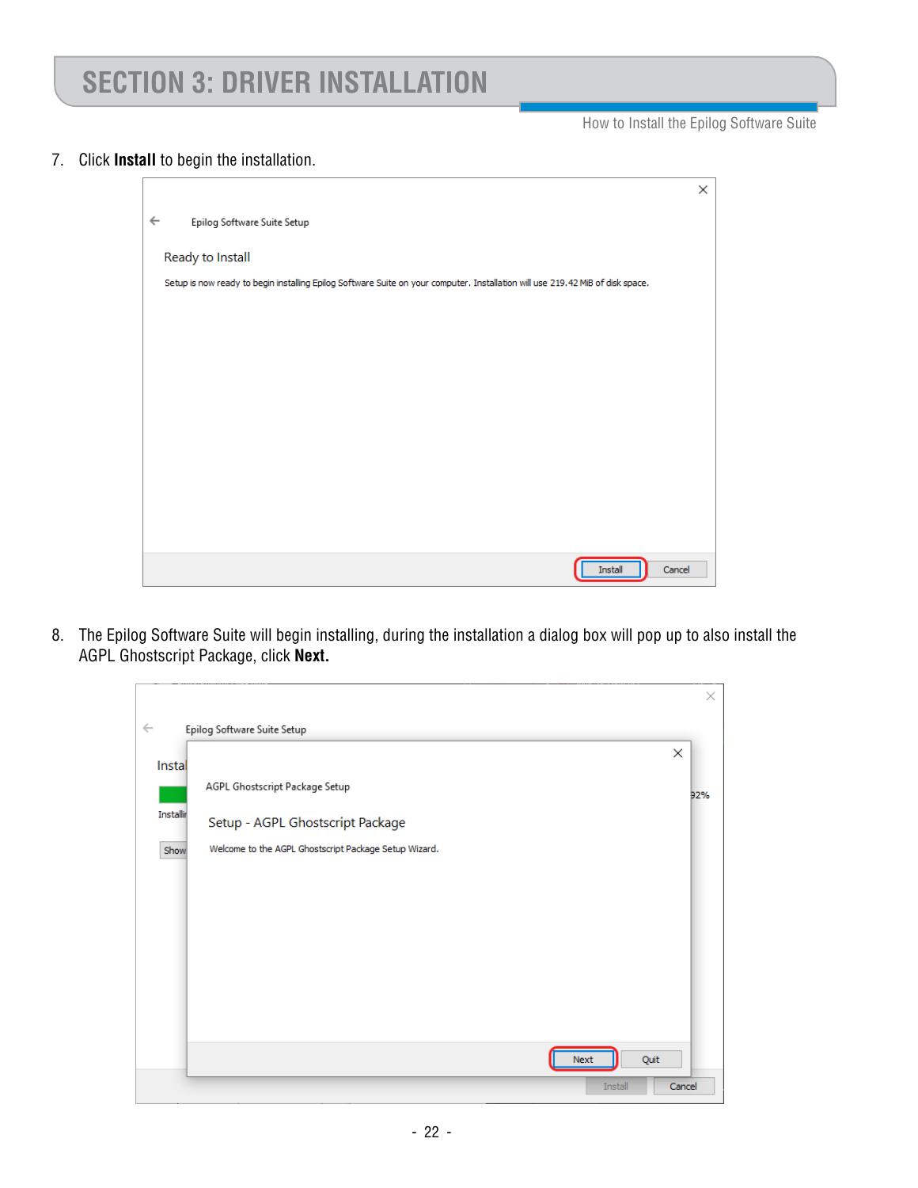7. Click **Install** to begin the installation.

8. The Epilog Software Suite will begin installing, during the installation a dialog box will pop up to also install the AGPL Ghostscript Package, click **Next.**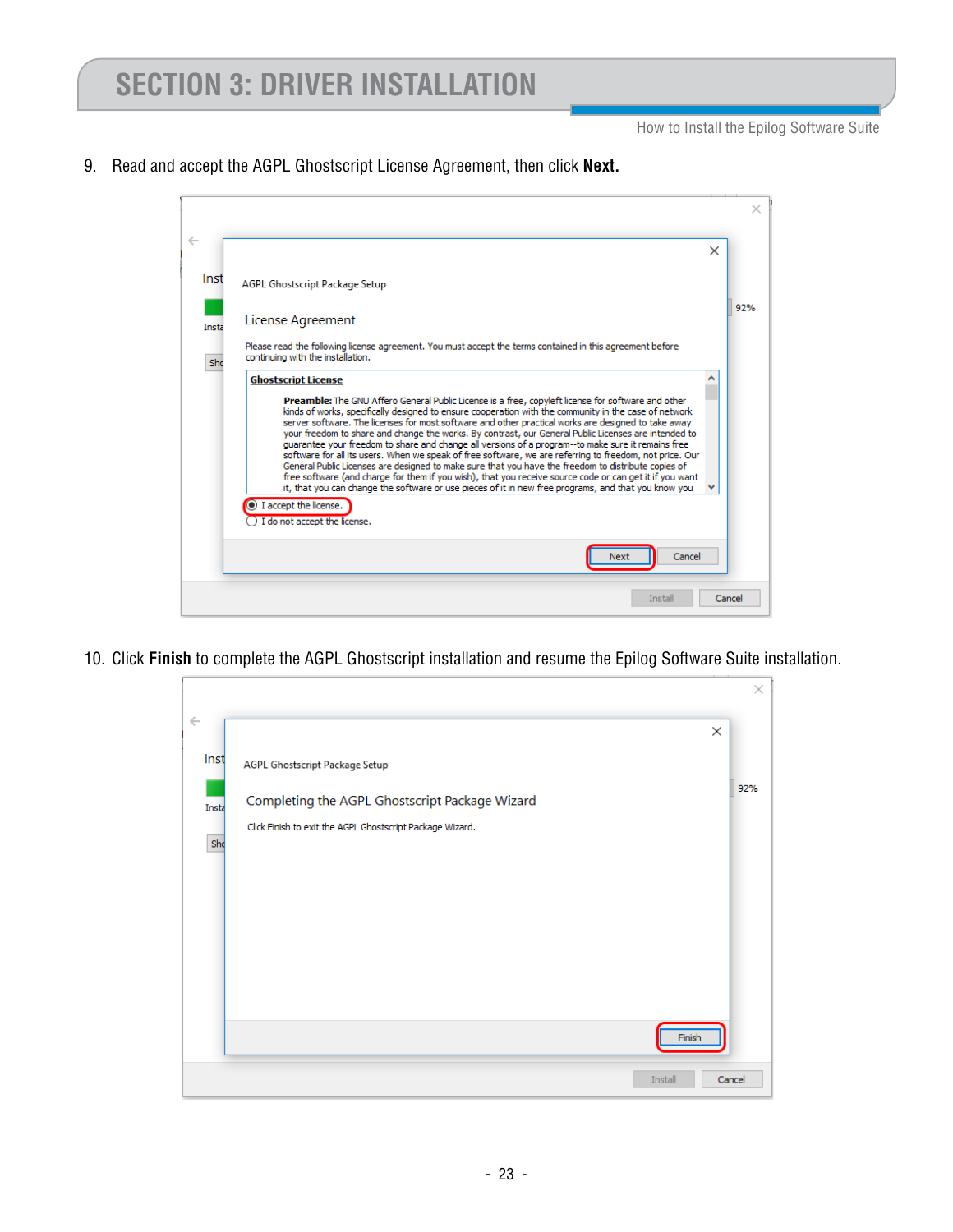9. Read and accept the AGPL Ghostscript License Agreement, then click **Next.**

10. Click **Finish** to complete the AGPL Ghostscript installation and resume the Epilog Software Suite installation.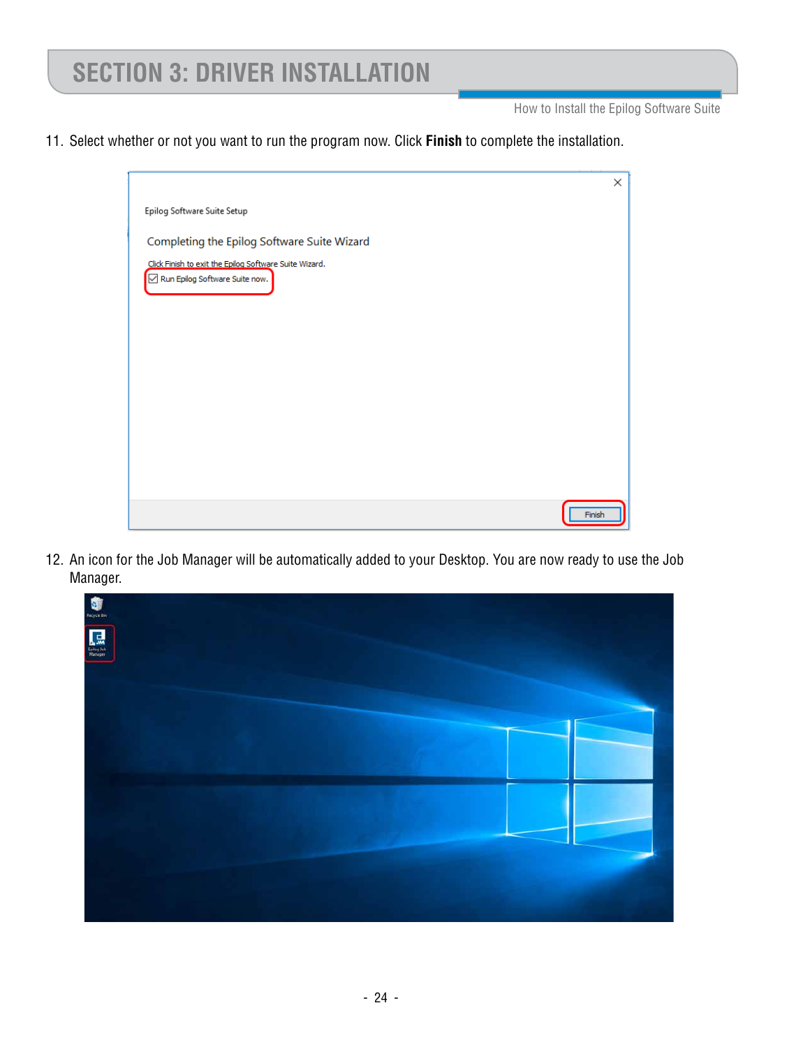11. Select whether or not you want to run the program now. Click **Finish** to complete the installation.

12. An icon for the Job Manager will be automatically added to your Desktop. You are now ready to use the Job Manager.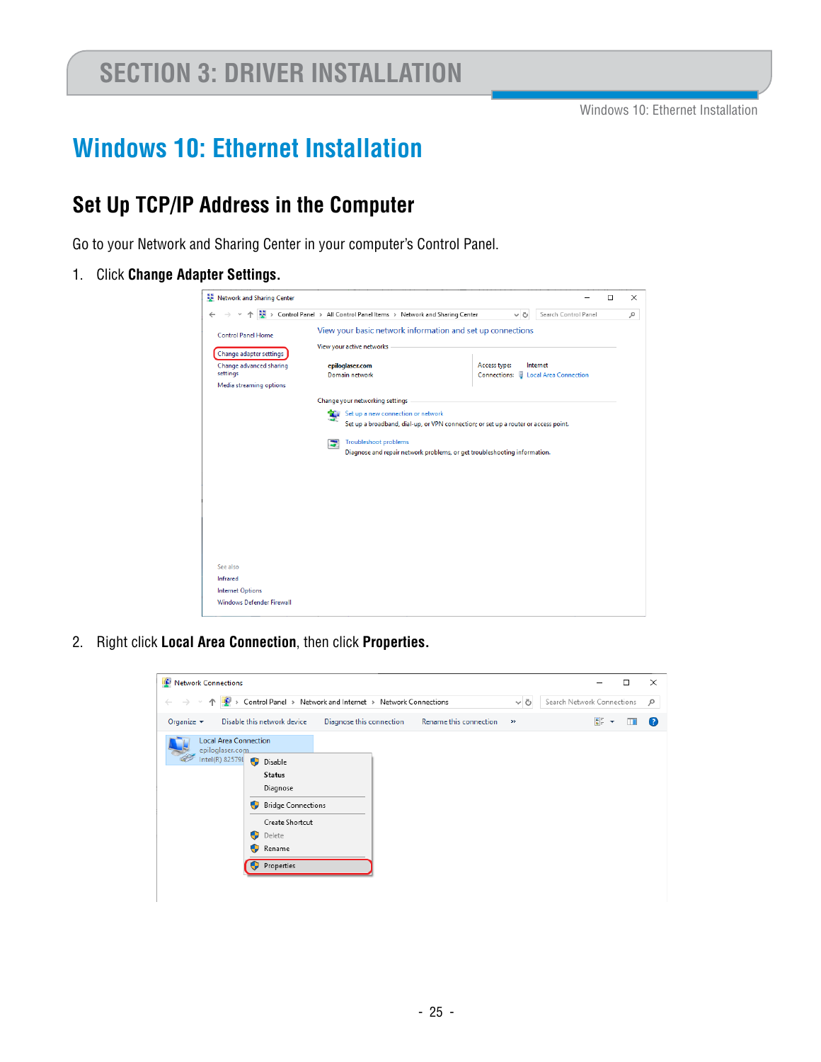# Windows 10: Ethernet Installation

## Set Up TCP/IP Address in the Computer

Go to your Network and Sharing Center in your computer's Control Panel.

1. Click **Change Adapter Settings.**

2. Right click **Local Area Connection**, then click **Properties.**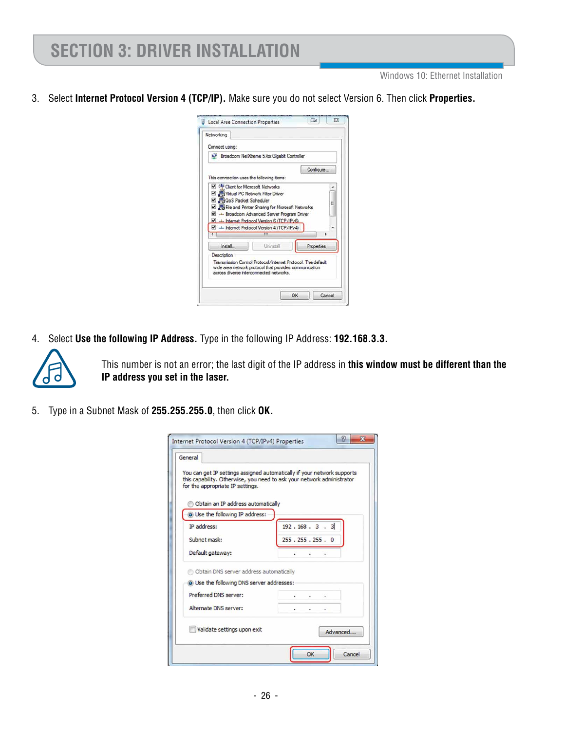# SECTION 3: DRIVER INSTALLATION

Windows 10: Ethernet Installation

3. Select **Internet Protocol Version 4 (TCP/IP).** Make sure you do not select Version 6. Then click **Properties.**

4. Select **Use the following IP Address.** Type in the following IP Address: **192.168.3.3.**

This number is not an error; the last digit of the IP address in **this window must be different than the IP address you set in the laser.**

5. Type in a Subnet Mask of **255.255.255.0**, then click **OK.**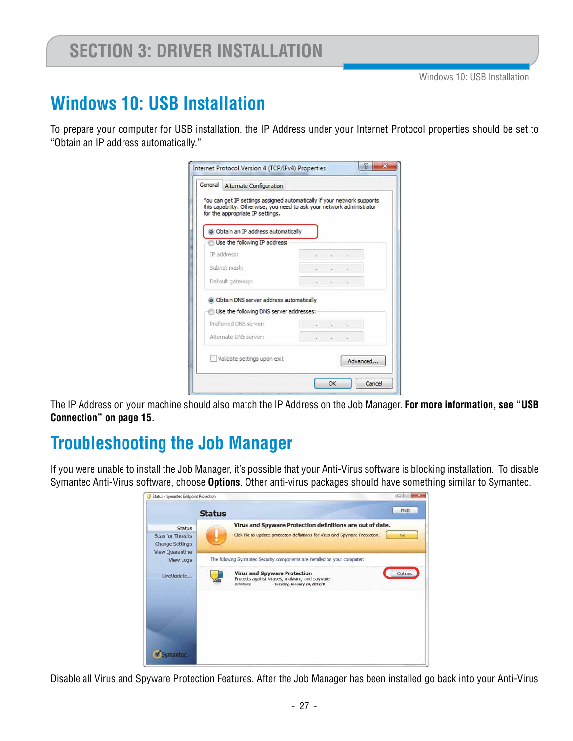# SECTION 3: DRIVER INSTALLATION

## Windows 10: USB Installation

To prepare your computer for USB installation, the IP Address under your Internet Protocol properties should be set to "Obtain an IP address automatically."

The IP Address on your machine should also match the IP Address on the Job Manager. **For more information, see "USB Connection" on page 15.**

## Troubleshooting the Job Manager

If you were unable to install the Job Manager, it's possible that your Anti-Virus software is blocking installation. To disable Symantec Anti-Virus software, choose **Options**. Other anti-virus packages should have something similar to Symantec.

Disable all Virus and Spyware Protection Features. After the Job Manager has been installed go back into your Anti-Virus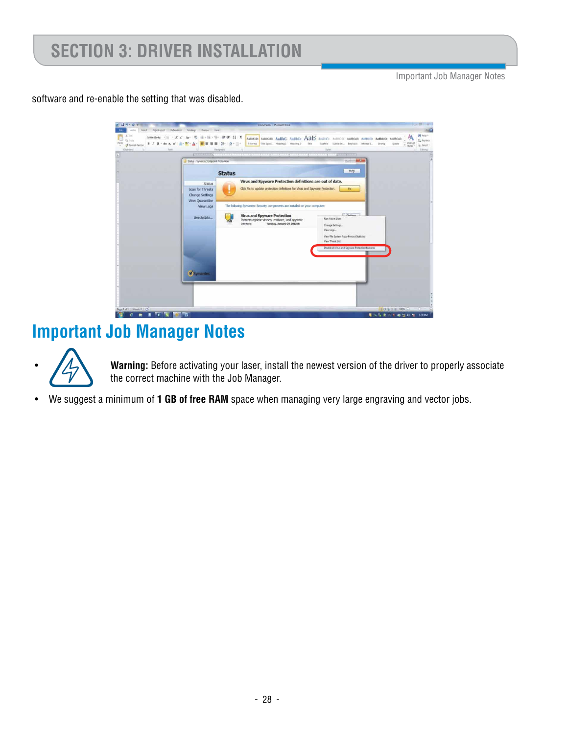software and re-enable the setting that was disabled.

## Important Job Manager Notes

- **Warning:** Before activating your laser, install the newest version of the driver to properly associate the correct machine with the Job Manager.
- We suggest a minimum of **1 GB of free RAM** space when managing very large engraving and vector jobs.